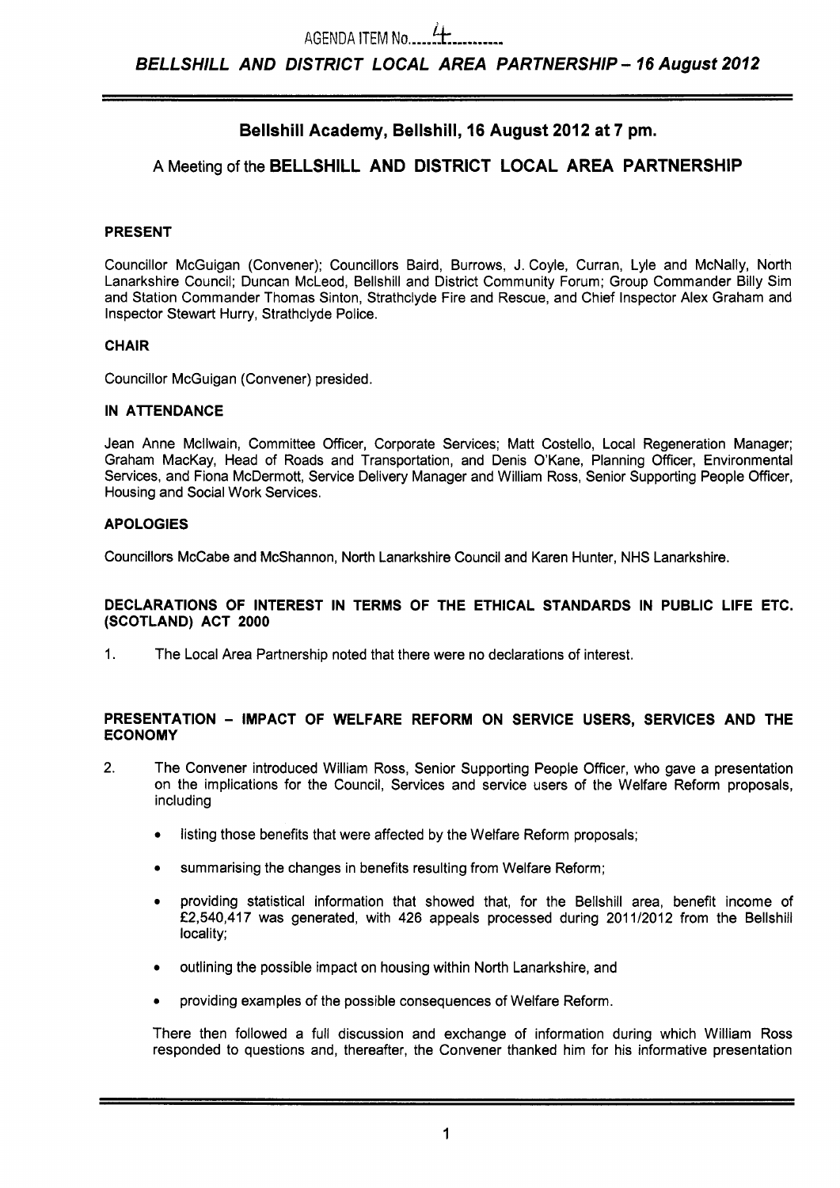AGENDA ITEM No. 4

***BELLSHILL AND DISTRICT LOCAL AREA PARTNERSHIP – 16 August 2012***

## Bellshill Academy, Bellshill, 16 August 2012 at 7 pm.

## A Meeting of the BELLSHILL AND DISTRICT LOCAL AREA PARTNERSHIP

### PRESENT

Councillor McGuigan (Convener); Councillors Baird, Burrows, J. Coyle, Curran, Lyle and McNally, North Lanarkshire Council; Duncan McLeod, Bellshill and District Community Forum; Group Commander Billy Sim and Station Commander Thomas Sinton, Strathclyde Fire and Rescue, and Chief Inspector Alex Graham and Inspector Stewart Hurry, Strathclyde Police.

### CHAIR

Councillor McGuigan (Convener) presided.

### IN ATTENDANCE

Jean Anne McIlwain, Committee Officer, Corporate Services; Matt Costello, Local Regeneration Manager; Graham MacKay, Head of Roads and Transportation, and Denis O'Kane, Planning Officer, Environmental Services, and Fiona McDermott, Service Delivery Manager and William Ross, Senior Supporting People Officer, Housing and Social Work Services.

### APOLOGIES

Councillors McCabe and McShannon, North Lanarkshire Council and Karen Hunter, NHS Lanarkshire.

### DECLARATIONS OF INTEREST IN TERMS OF THE ETHICAL STANDARDS IN PUBLIC LIFE ETC. (SCOTLAND) ACT 2000

1. The Local Area Partnership noted that there were no declarations of interest.

### PRESENTATION – IMPACT OF WELFARE REFORM ON SERVICE USERS, SERVICES AND THE ECONOMY

2. The Convener introduced William Ross, Senior Supporting People Officer, who gave a presentation on the implications for the Council, Services and service users of the Welfare Reform proposals, including

   - listing those benefits that were affected by the Welfare Reform proposals;
   - summarising the changes in benefits resulting from Welfare Reform;
   - providing statistical information that showed that, for the Bellshill area, benefit income of £2,540,417 was generated, with 426 appeals processed during 2011/2012 from the Bellshill locality;
   - outlining the possible impact on housing within North Lanarkshire, and
   - providing examples of the possible consequences of Welfare Reform.

   There then followed a full discussion and exchange of information during which William Ross responded to questions and, thereafter, the Convener thanked him for his informative presentation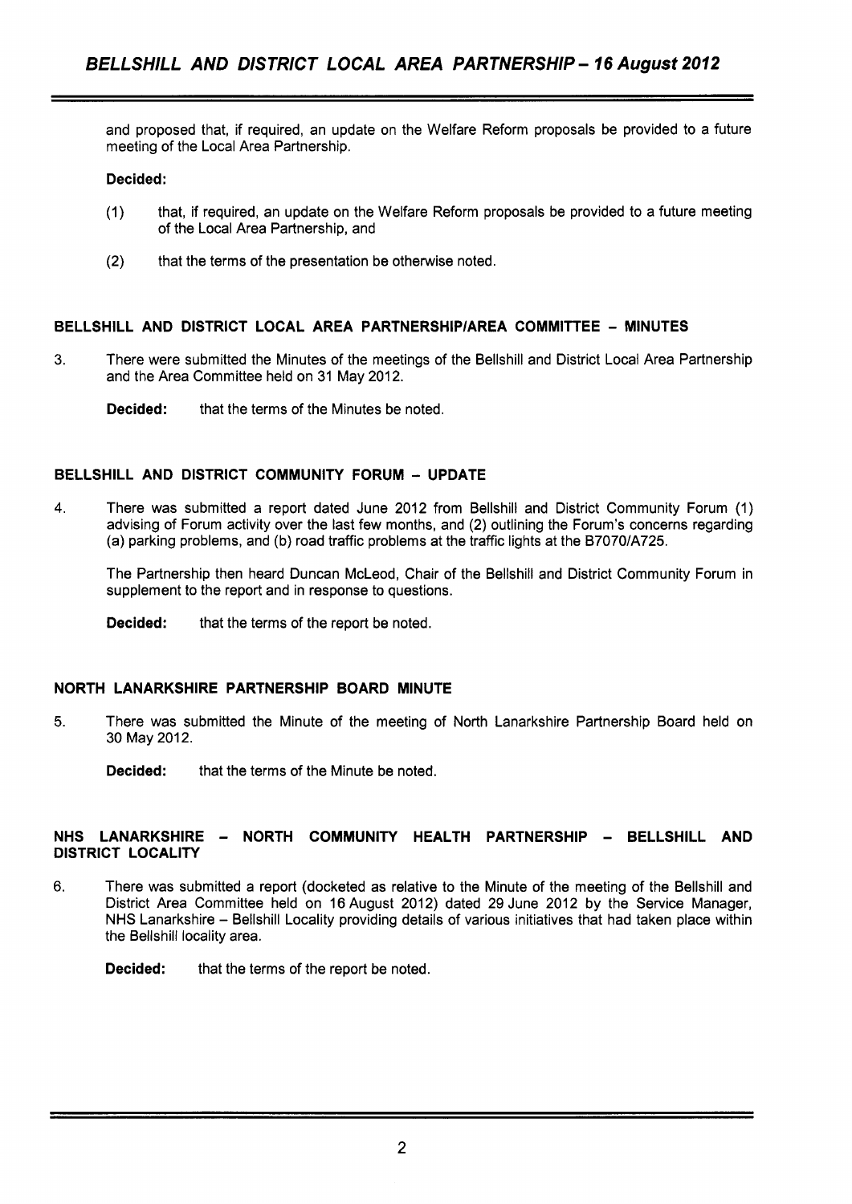and proposed that, if required, an update on the Welfare Reform proposals be provided to a future meeting of the Local Area Partnership.

**Decided:**

(1) that, if required, an update on the Welfare Reform proposals be provided to a future meeting of the Local Area Partnership, and

(2) that the terms of the presentation be otherwise noted.

## BELLSHILL AND DISTRICT LOCAL AREA PARTNERSHIP/AREA COMMITTEE – MINUTES

3. There were submitted the Minutes of the meetings of the Bellshill and District Local Area Partnership and the Area Committee held on 31 May 2012.

**Decided:** that the terms of the Minutes be noted.

## BELLSHILL AND DISTRICT COMMUNITY FORUM – UPDATE

4. There was submitted a report dated June 2012 from Bellshill and District Community Forum (1) advising of Forum activity over the last few months, and (2) outlining the Forum's concerns regarding (a) parking problems, and (b) road traffic problems at the traffic lights at the B7070/A725.

The Partnership then heard Duncan McLeod, Chair of the Bellshill and District Community Forum in supplement to the report and in response to questions.

**Decided:** that the terms of the report be noted.

## NORTH LANARKSHIRE PARTNERSHIP BOARD MINUTE

5. There was submitted the Minute of the meeting of North Lanarkshire Partnership Board held on 30 May 2012.

**Decided:** that the terms of the Minute be noted.

## NHS LANARKSHIRE – NORTH COMMUNITY HEALTH PARTNERSHIP – BELLSHILL AND DISTRICT LOCALITY

6. There was submitted a report (docketed as relative to the Minute of the meeting of the Bellshill and District Area Committee held on 16 August 2012) dated 29 June 2012 by the Service Manager, NHS Lanarkshire – Bellshill Locality providing details of various initiatives that had taken place within the Bellshill locality area.

**Decided:** that the terms of the report be noted.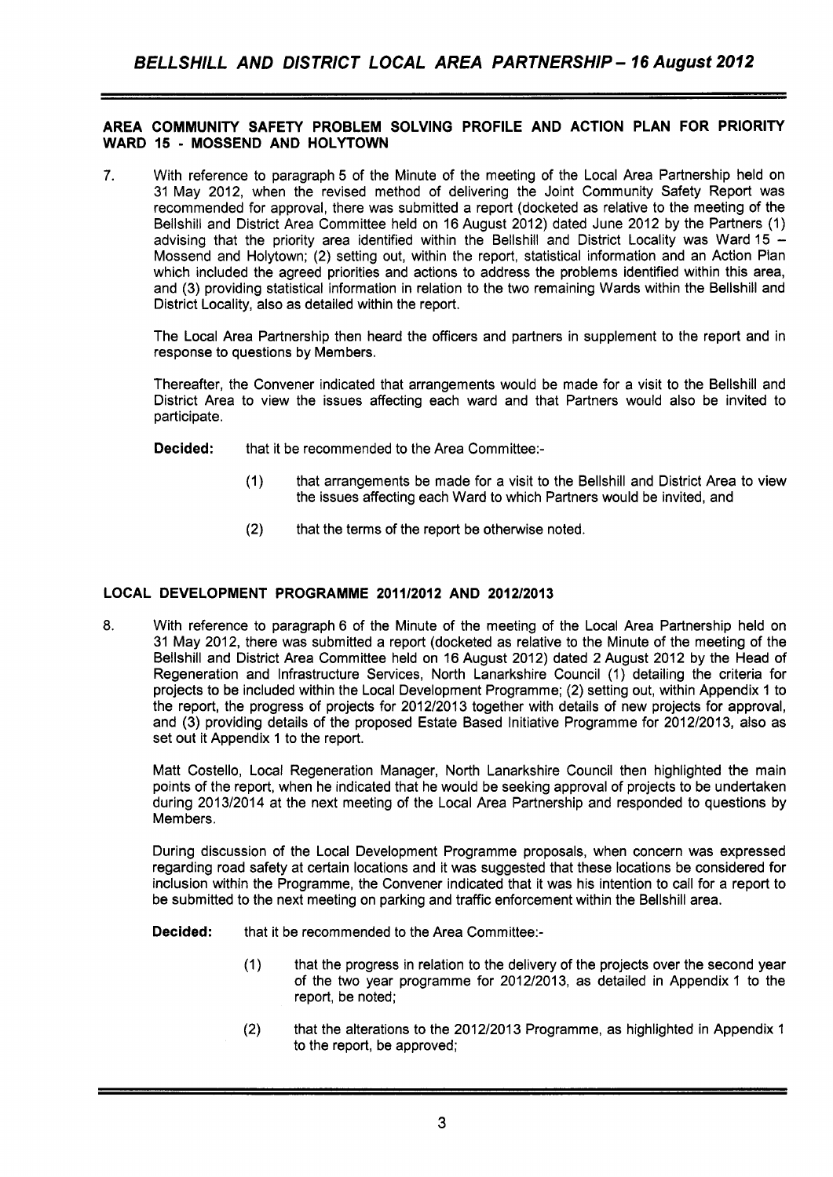## AREA COMMUNITY SAFETY PROBLEM SOLVING PROFILE AND ACTION PLAN FOR PRIORITY WARD 15 - MOSSEND AND HOLYTOWN

7. With reference to paragraph 5 of the Minute of the meeting of the Local Area Partnership held on 31 May 2012, when the revised method of delivering the Joint Community Safety Report was recommended for approval, there was submitted a report (docketed as relative to the meeting of the Bellshill and District Area Committee held on 16 August 2012) dated June 2012 by the Partners (1) advising that the priority area identified within the Bellshill and District Locality was Ward 15 – Mossend and Holytown; (2) setting out, within the report, statistical information and an Action Plan which included the agreed priorities and actions to address the problems identified within this area, and (3) providing statistical information in relation to the two remaining Wards within the Bellshill and District Locality, also as detailed within the report.

   The Local Area Partnership then heard the officers and partners in supplement to the report and in response to questions by Members.

   Thereafter, the Convener indicated that arrangements would be made for a visit to the Bellshill and District Area to view the issues affecting each ward and that Partners would also be invited to participate.

   **Decided:** that it be recommended to the Area Committee:-

   (1) that arrangements be made for a visit to the Bellshill and District Area to view the issues affecting each Ward to which Partners would be invited, and

   (2) that the terms of the report be otherwise noted.

## LOCAL DEVELOPMENT PROGRAMME 2011/2012 AND 2012/2013

8. With reference to paragraph 6 of the Minute of the meeting of the Local Area Partnership held on 31 May 2012, there was submitted a report (docketed as relative to the Minute of the meeting of the Bellshill and District Area Committee held on 16 August 2012) dated 2 August 2012 by the Head of Regeneration and Infrastructure Services, North Lanarkshire Council (1) detailing the criteria for projects to be included within the Local Development Programme; (2) setting out, within Appendix 1 to the report, the progress of projects for 2012/2013 together with details of new projects for approval, and (3) providing details of the proposed Estate Based Initiative Programme for 2012/2013, also as set out it Appendix 1 to the report.

   Matt Costello, Local Regeneration Manager, North Lanarkshire Council then highlighted the main points of the report, when he indicated that he would be seeking approval of projects to be undertaken during 2013/2014 at the next meeting of the Local Area Partnership and responded to questions by Members.

   During discussion of the Local Development Programme proposals, when concern was expressed regarding road safety at certain locations and it was suggested that these locations be considered for inclusion within the Programme, the Convener indicated that it was his intention to call for a report to be submitted to the next meeting on parking and traffic enforcement within the Bellshill area.

   **Decided:** that it be recommended to the Area Committee:-

   (1) that the progress in relation to the delivery of the projects over the second year of the two year programme for 2012/2013, as detailed in Appendix 1 to the report, be noted;

   (2) that the alterations to the 2012/2013 Programme, as highlighted in Appendix 1 to the report, be approved;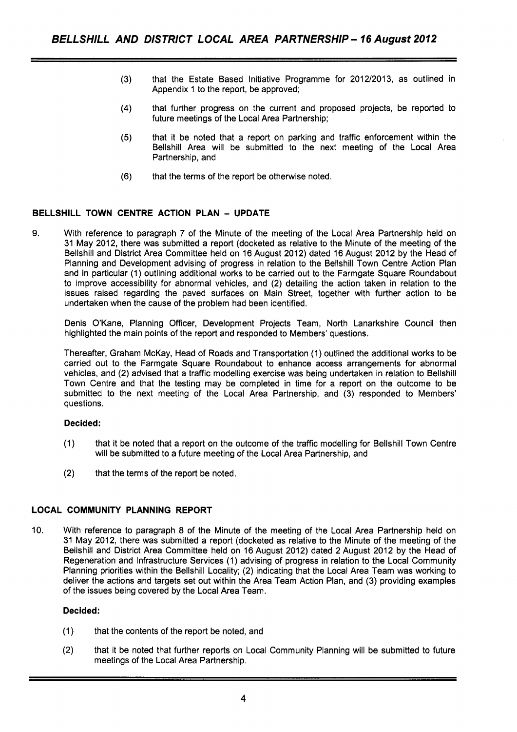(3) that the Estate Based Initiative Programme for 2012/2013, as outlined in Appendix 1 to the report, be approved;

(4) that further progress on the current and proposed projects, be reported to future meetings of the Local Area Partnership;

(5) that it be noted that a report on parking and traffic enforcement within the Bellshill Area will be submitted to the next meeting of the Local Area Partnership, and

(6) that the terms of the report be otherwise noted.

## BELLSHILL TOWN CENTRE ACTION PLAN – UPDATE

9. With reference to paragraph 7 of the Minute of the meeting of the Local Area Partnership held on 31 May 2012, there was submitted a report (docketed as relative to the Minute of the meeting of the Bellshill and District Area Committee held on 16 August 2012) dated 16 August 2012 by the Head of Planning and Development advising of progress in relation to the Bellshill Town Centre Action Plan and in particular (1) outlining additional works to be carried out to the Farmgate Square Roundabout to improve accessibility for abnormal vehicles, and (2) detailing the action taken in relation to the issues raised regarding the paved surfaces on Main Street, together with further action to be undertaken when the cause of the problem had been identified.

Denis O'Kane, Planning Officer, Development Projects Team, North Lanarkshire Council then highlighted the main points of the report and responded to Members' questions.

Thereafter, Graham McKay, Head of Roads and Transportation (1) outlined the additional works to be carried out to the Farmgate Square Roundabout to enhance access arrangements for abnormal vehicles, and (2) advised that a traffic modelling exercise was being undertaken in relation to Bellshill Town Centre and that the testing may be completed in time for a report on the outcome to be submitted to the next meeting of the Local Area Partnership, and (3) responded to Members' questions.

**Decided:**

(1) that it be noted that a report on the outcome of the traffic modelling for Bellshill Town Centre will be submitted to a future meeting of the Local Area Partnership, and

(2) that the terms of the report be noted.

## LOCAL COMMUNITY PLANNING REPORT

10. With reference to paragraph 8 of the Minute of the meeting of the Local Area Partnership held on 31 May 2012, there was submitted a report (docketed as relative to the Minute of the meeting of the Bellshill and District Area Committee held on 16 August 2012) dated 2 August 2012 by the Head of Regeneration and Infrastructure Services (1) advising of progress in relation to the Local Community Planning priorities within the Bellshill Locality; (2) indicating that the Local Area Team was working to deliver the actions and targets set out within the Area Team Action Plan, and (3) providing examples of the issues being covered by the Local Area Team.

**Decided:**

(1) that the contents of the report be noted, and

(2) that it be noted that further reports on Local Community Planning will be submitted to future meetings of the Local Area Partnership.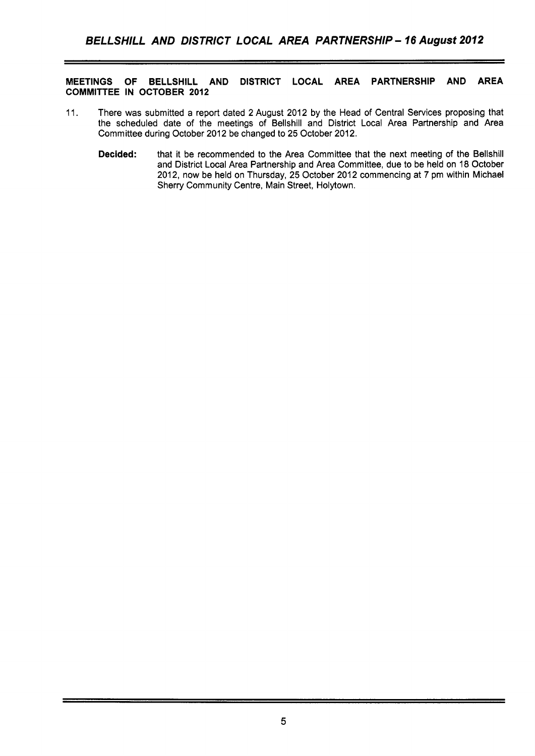**MEETINGS OF BELLSHILL AND DISTRICT LOCAL AREA PARTNERSHIP AND AREA COMMITTEE IN OCTOBER 2012**

11. There was submitted a report dated 2 August 2012 by the Head of Central Services proposing that the scheduled date of the meetings of Bellshill and District Local Area Partnership and Area Committee during October 2012 be changed to 25 October 2012.

    **Decided:** that it be recommended to the Area Committee that the next meeting of the Bellshill and District Local Area Partnership and Area Committee, due to be held on 18 October 2012, now be held on Thursday, 25 October 2012 commencing at 7 pm within Michael Sherry Community Centre, Main Street, Holytown.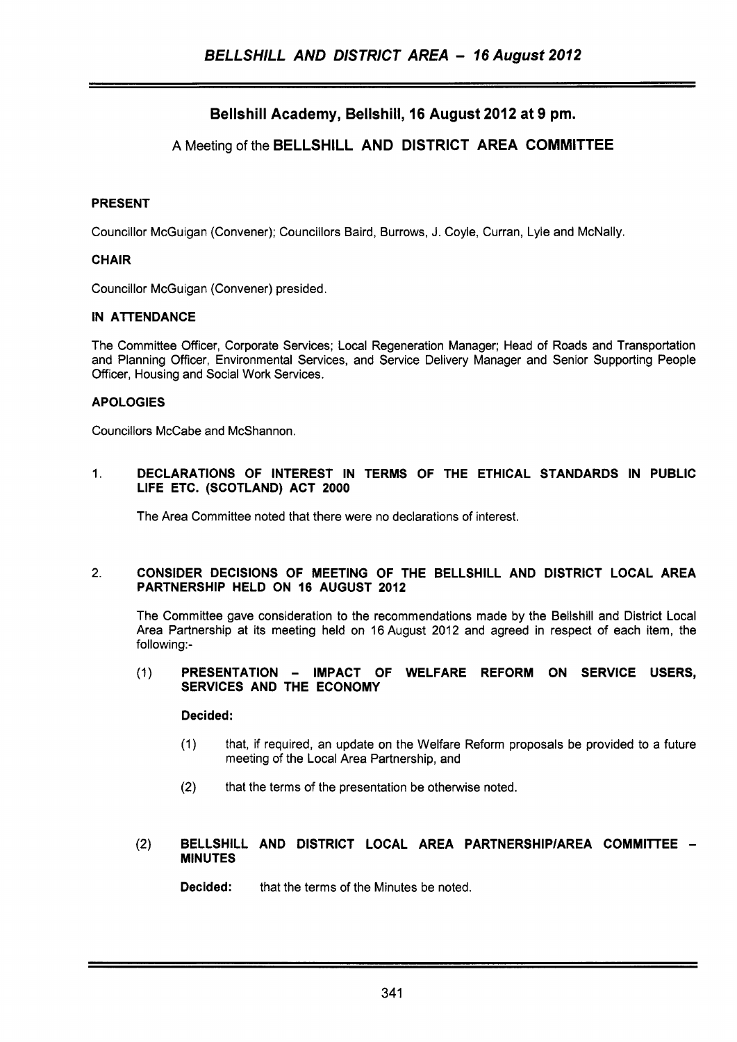# BELLSHILL AND DISTRICT AREA - 16 August 2012

## Bellshill Academy, Bellshill, 16 August 2012 at 9 pm.

### A Meeting of the BELLSHILL AND DISTRICT AREA COMMITTEE

**PRESENT**

Councillor McGuigan (Convener); Councillors Baird, Burrows, J. Coyle, Curran, Lyle and McNally.

**CHAIR**

Councillor McGuigan (Convener) presided.

**IN ATTENDANCE**

The Committee Officer, Corporate Services; Local Regeneration Manager; Head of Roads and Transportation and Planning Officer, Environmental Services, and Service Delivery Manager and Senior Supporting People Officer, Housing and Social Work Services.

**APOLOGIES**

Councillors McCabe and McShannon.

1. **DECLARATIONS OF INTEREST IN TERMS OF THE ETHICAL STANDARDS IN PUBLIC LIFE ETC. (SCOTLAND) ACT 2000**

   The Area Committee noted that there were no declarations of interest.

2. **CONSIDER DECISIONS OF MEETING OF THE BELLSHILL AND DISTRICT LOCAL AREA PARTNERSHIP HELD ON 16 AUGUST 2012**

   The Committee gave consideration to the recommendations made by the Bellshill and District Local Area Partnership at its meeting held on 16 August 2012 and agreed in respect of each item, the following:-

   (1) **PRESENTATION - IMPACT OF WELFARE REFORM ON SERVICE USERS, SERVICES AND THE ECONOMY**

   **Decided:**

   (1) that, if required, an update on the Welfare Reform proposals be provided to a future meeting of the Local Area Partnership, and

   (2) that the terms of the presentation be otherwise noted.

   (2) **BELLSHILL AND DISTRICT LOCAL AREA PARTNERSHIP/AREA COMMITTEE - MINUTES**

   **Decided:** that the terms of the Minutes be noted.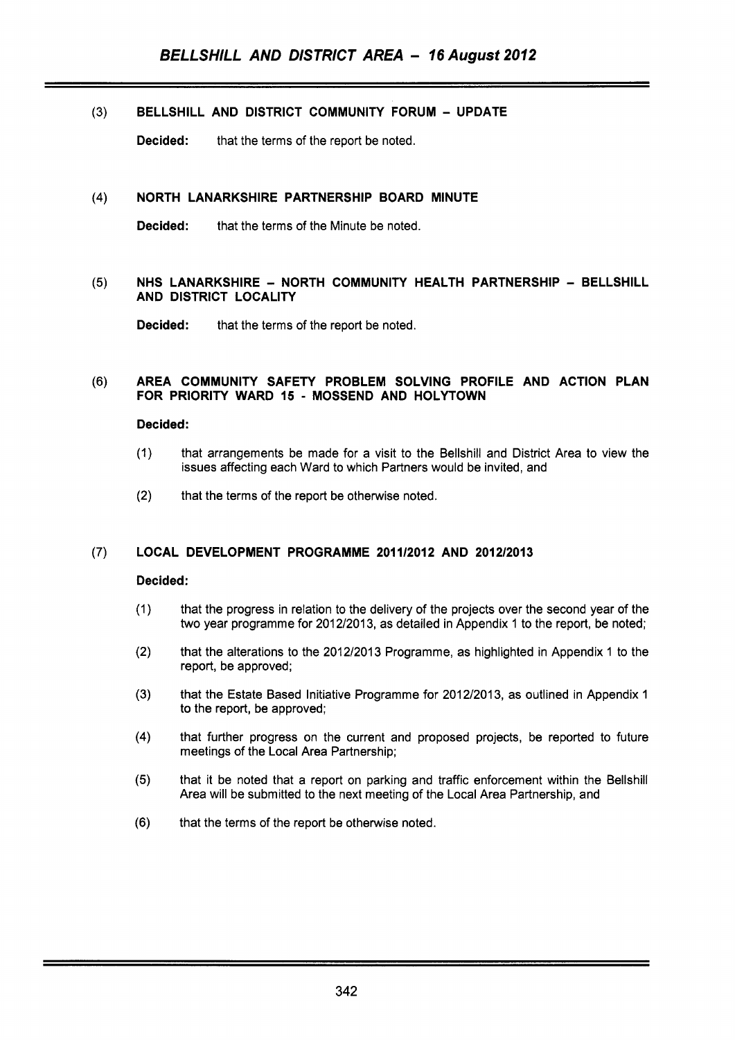(3) **BELLSHILL AND DISTRICT COMMUNITY FORUM – UPDATE**

**Decided:** that the terms of the report be noted.

(4) **NORTH LANARKSHIRE PARTNERSHIP BOARD MINUTE**

**Decided:** that the terms of the Minute be noted.

(5) **NHS LANARKSHIRE – NORTH COMMUNITY HEALTH PARTNERSHIP – BELLSHILL AND DISTRICT LOCALITY**

**Decided:** that the terms of the report be noted.

(6) **AREA COMMUNITY SAFETY PROBLEM SOLVING PROFILE AND ACTION PLAN FOR PRIORITY WARD 15 - MOSSEND AND HOLYTOWN**

**Decided:**

(1) that arrangements be made for a visit to the Bellshill and District Area to view the issues affecting each Ward to which Partners would be invited, and

(2) that the terms of the report be otherwise noted.

(7) **LOCAL DEVELOPMENT PROGRAMME 2011/2012 AND 2012/2013**

**Decided:**

(1) that the progress in relation to the delivery of the projects over the second year of the two year programme for 2012/2013, as detailed in Appendix 1 to the report, be noted;

(2) that the alterations to the 2012/2013 Programme, as highlighted in Appendix 1 to the report, be approved;

(3) that the Estate Based Initiative Programme for 2012/2013, as outlined in Appendix 1 to the report, be approved;

(4) that further progress on the current and proposed projects, be reported to future meetings of the Local Area Partnership;

(5) that it be noted that a report on parking and traffic enforcement within the Bellshill Area will be submitted to the next meeting of the Local Area Partnership, and

(6) that the terms of the report be otherwise noted.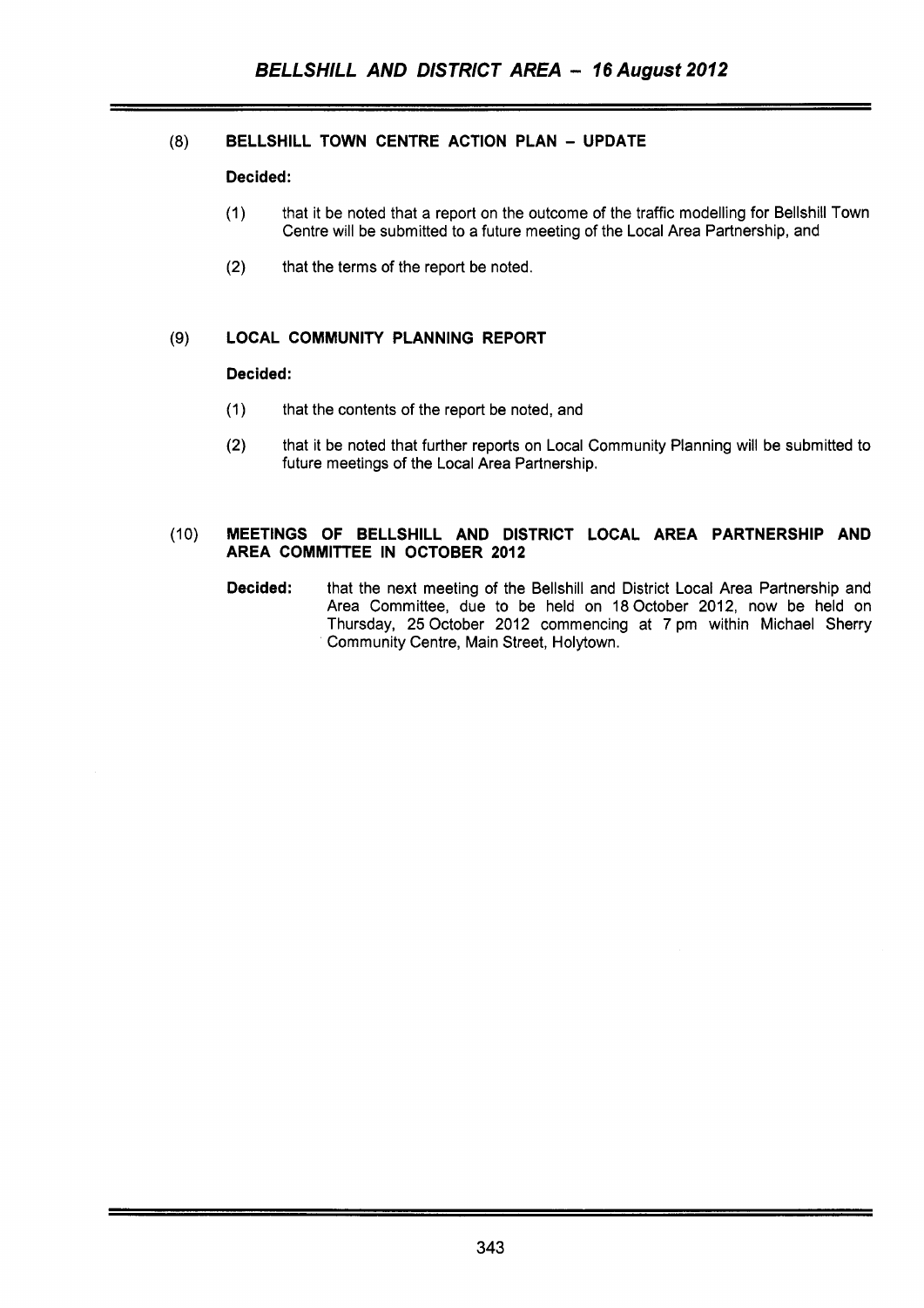## (8) BELLSHILL TOWN CENTRE ACTION PLAN – UPDATE

**Decided:**

(1) that it be noted that a report on the outcome of the traffic modelling for Bellshill Town Centre will be submitted to a future meeting of the Local Area Partnership, and

(2) that the terms of the report be noted.

## (9) LOCAL COMMUNITY PLANNING REPORT

**Decided:**

(1) that the contents of the report be noted, and

(2) that it be noted that further reports on Local Community Planning will be submitted to future meetings of the Local Area Partnership.

## (10) MEETINGS OF BELLSHILL AND DISTRICT LOCAL AREA PARTNERSHIP AND AREA COMMITTEE IN OCTOBER 2012

**Decided:** that the next meeting of the Bellshill and District Local Area Partnership and Area Committee, due to be held on 18 October 2012, now be held on Thursday, 25 October 2012 commencing at 7 pm within Michael Sherry Community Centre, Main Street, Holytown.